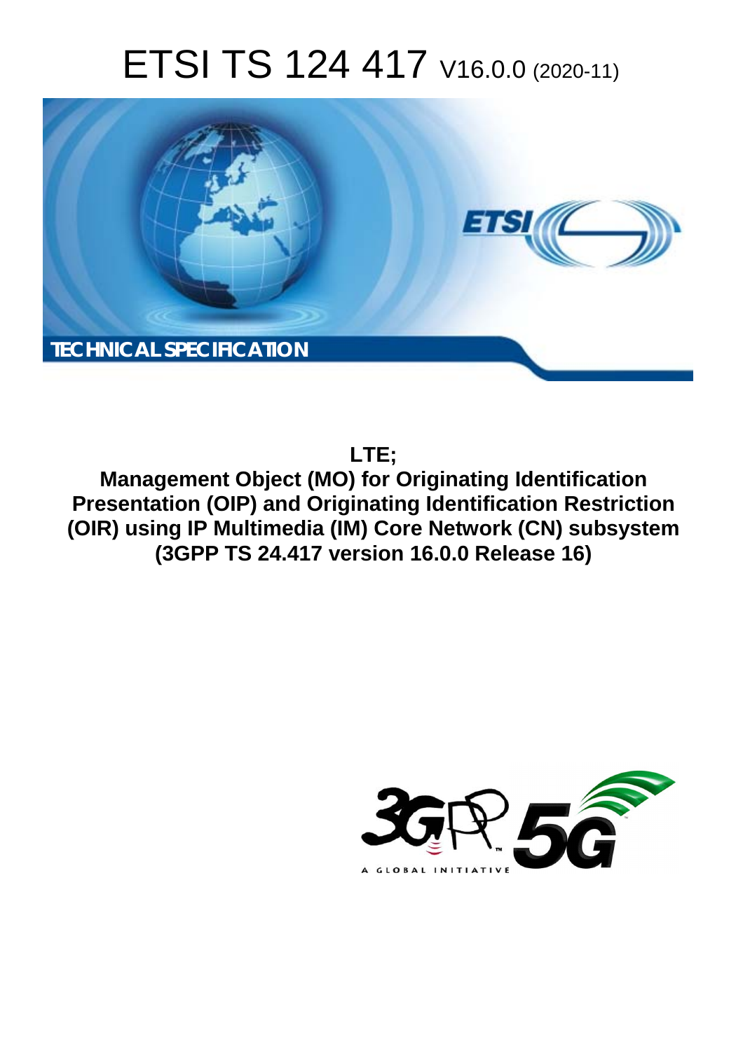# ETSI TS 124 417 V16.0.0 (2020-11)

**TECHNICAL SPECIFICATION**

**LTE;**
**Management Object (MO) for Originating Identification Presentation (OIP) and Originating Identification Restriction (OIR) using IP Multimedia (IM) Core Network (CN) subsystem (3GPP TS 24.417 version 16.0.0 Release 16)**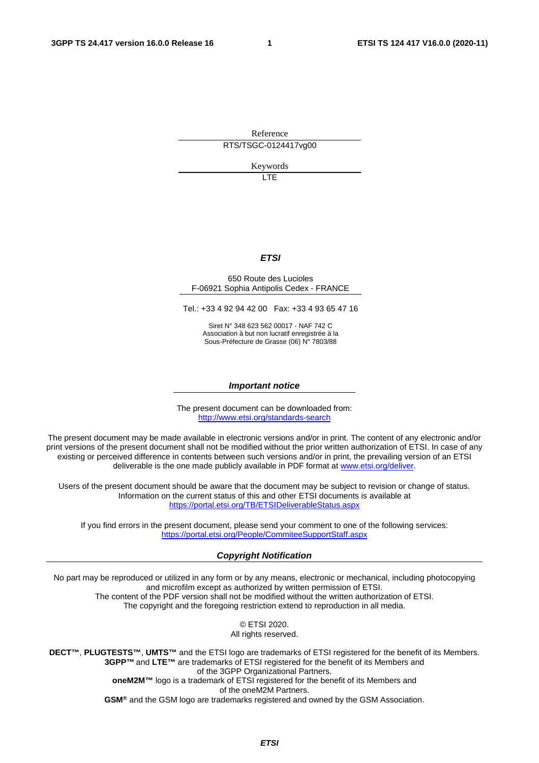Reference

RTS/TSGC-0124417vg00

Keywords

LTE

***ETSI***

650 Route des Lucioles
F-06921 Sophia Antipolis Cedex - FRANCE

Tel.: +33 4 92 94 42 00   Fax: +33 4 93 65 47 16

Siret N° 348 623 562 00017 - NAF 742 C
Association à but non lucratif enregistrée à la
Sous-Préfecture de Grasse (06) N° 7803/88

***Important notice***

The present document can be downloaded from:
http://www.etsi.org/standards-search

The present document may be made available in electronic versions and/or in print. The content of any electronic and/or print versions of the present document shall not be modified without the prior written authorization of ETSI. In case of any existing or perceived difference in contents between such versions and/or in print, the prevailing version of an ETSI deliverable is the one made publicly available in PDF format at www.etsi.org/deliver.

Users of the present document should be aware that the document may be subject to revision or change of status. Information on the current status of this and other ETSI documents is available at https://portal.etsi.org/TB/ETSIDeliverableStatus.aspx

If you find errors in the present document, please send your comment to one of the following services:
https://portal.etsi.org/People/CommiteeSupportStaff.aspx

***Copyright Notification***

No part may be reproduced or utilized in any form or by any means, electronic or mechanical, including photocopying and microfilm except as authorized by written permission of ETSI.
The content of the PDF version shall not be modified without the written authorization of ETSI.
The copyright and the foregoing restriction extend to reproduction in all media.

© ETSI 2020.
All rights reserved.

**DECT™**, **PLUGTESTS™**, **UMTS™** and the ETSI logo are trademarks of ETSI registered for the benefit of its Members.
**3GPP™** and **LTE™** are trademarks of ETSI registered for the benefit of its Members and of the 3GPP Organizational Partners.
**oneM2M™** logo is a trademark of ETSI registered for the benefit of its Members and of the oneM2M Partners.
**GSM®** and the GSM logo are trademarks registered and owned by the GSM Association.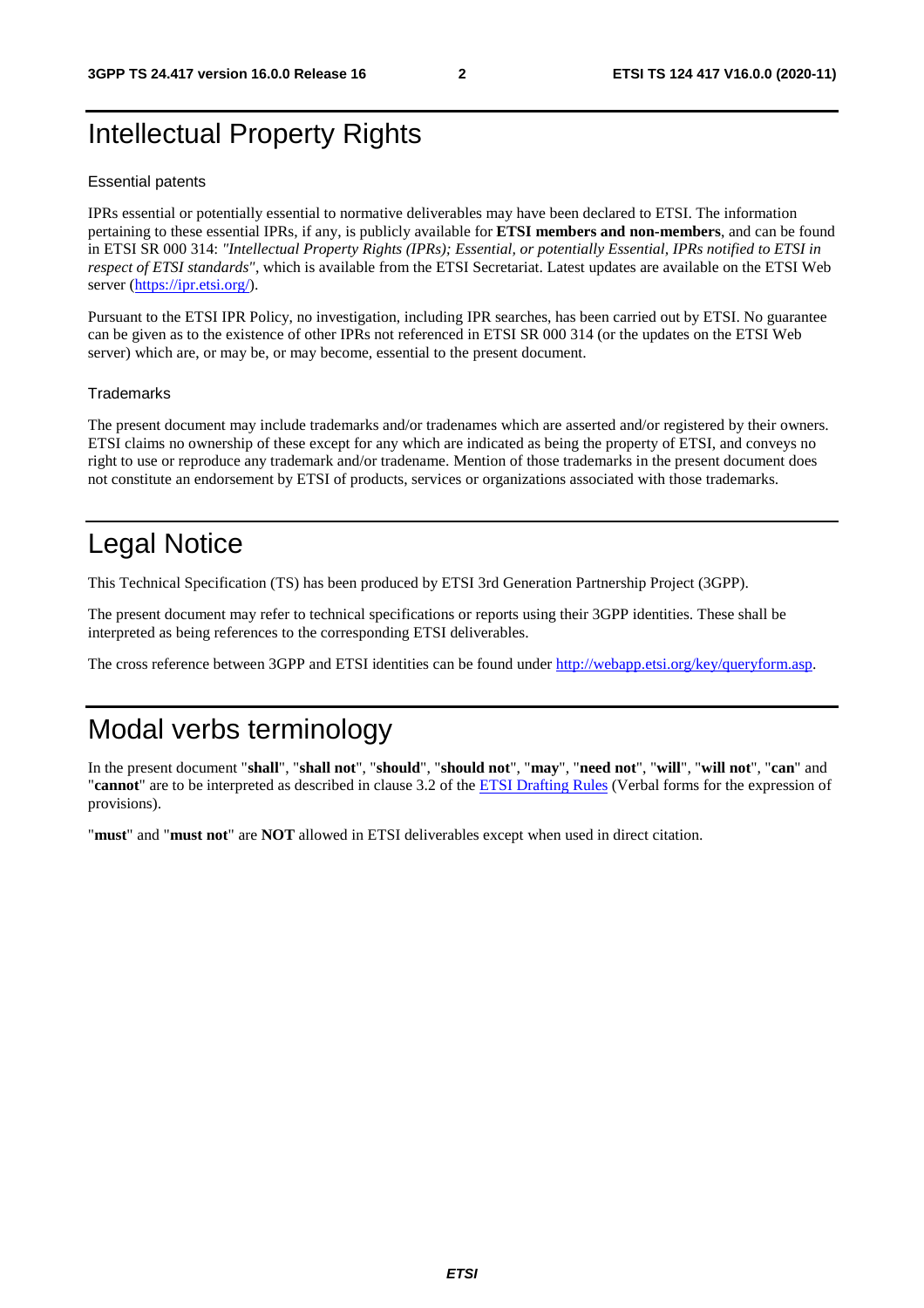# Intellectual Property Rights

## Essential patents

IPRs essential or potentially essential to normative deliverables may have been declared to ETSI. The information pertaining to these essential IPRs, if any, is publicly available for **ETSI members and non-members**, and can be found in ETSI SR 000 314: *"Intellectual Property Rights (IPRs); Essential, or potentially Essential, IPRs notified to ETSI in respect of ETSI standards"*, which is available from the ETSI Secretariat. Latest updates are available on the ETSI Web server (https://ipr.etsi.org/).

Pursuant to the ETSI IPR Policy, no investigation, including IPR searches, has been carried out by ETSI. No guarantee can be given as to the existence of other IPRs not referenced in ETSI SR 000 314 (or the updates on the ETSI Web server) which are, or may be, or may become, essential to the present document.

## Trademarks

The present document may include trademarks and/or tradenames which are asserted and/or registered by their owners. ETSI claims no ownership of these except for any which are indicated as being the property of ETSI, and conveys no right to use or reproduce any trademark and/or tradename. Mention of those trademarks in the present document does not constitute an endorsement by ETSI of products, services or organizations associated with those trademarks.

# Legal Notice

This Technical Specification (TS) has been produced by ETSI 3rd Generation Partnership Project (3GPP).

The present document may refer to technical specifications or reports using their 3GPP identities. These shall be interpreted as being references to the corresponding ETSI deliverables.

The cross reference between 3GPP and ETSI identities can be found under http://webapp.etsi.org/key/queryform.asp.

# Modal verbs terminology

In the present document "**shall**", "**shall not**", "**should**", "**should not**", "**may**", "**need not**", "**will**", "**will not**", "**can**" and "**cannot**" are to be interpreted as described in clause 3.2 of the ETSI Drafting Rules (Verbal forms for the expression of provisions).

"**must**" and "**must not**" are **NOT** allowed in ETSI deliverables except when used in direct citation.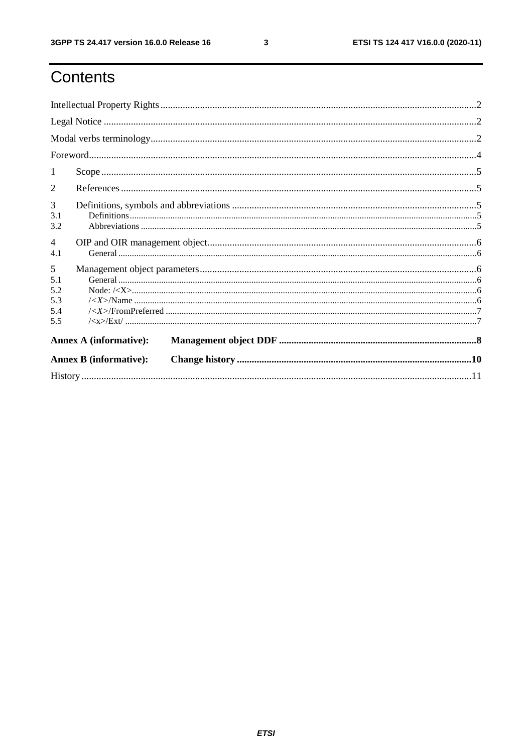# Contents

Intellectual Property Rights ..... 2

Legal Notice ..... 2

Modal verbs terminology ..... 2

Foreword ..... 4

1 Scope ..... 5

2 References ..... 5

3 Definitions, symbols and abbreviations ..... 5

3.1 Definitions ..... 5

3.2 Abbreviations ..... 5

4 OIP and OIR management object ..... 6

4.1 General ..... 6

5 Management object parameters ..... 6

5.1 General ..... 6

5.2 Node: /<X> ..... 6

5.3 /<X>/Name ..... 6

5.4 /<X>/FromPreferred ..... 7

5.5 /<x>/Ext/ ..... 7

**Annex A (informative): Management object DDF ..... 8**

**Annex B (informative): Change history ..... 10**

History ..... 11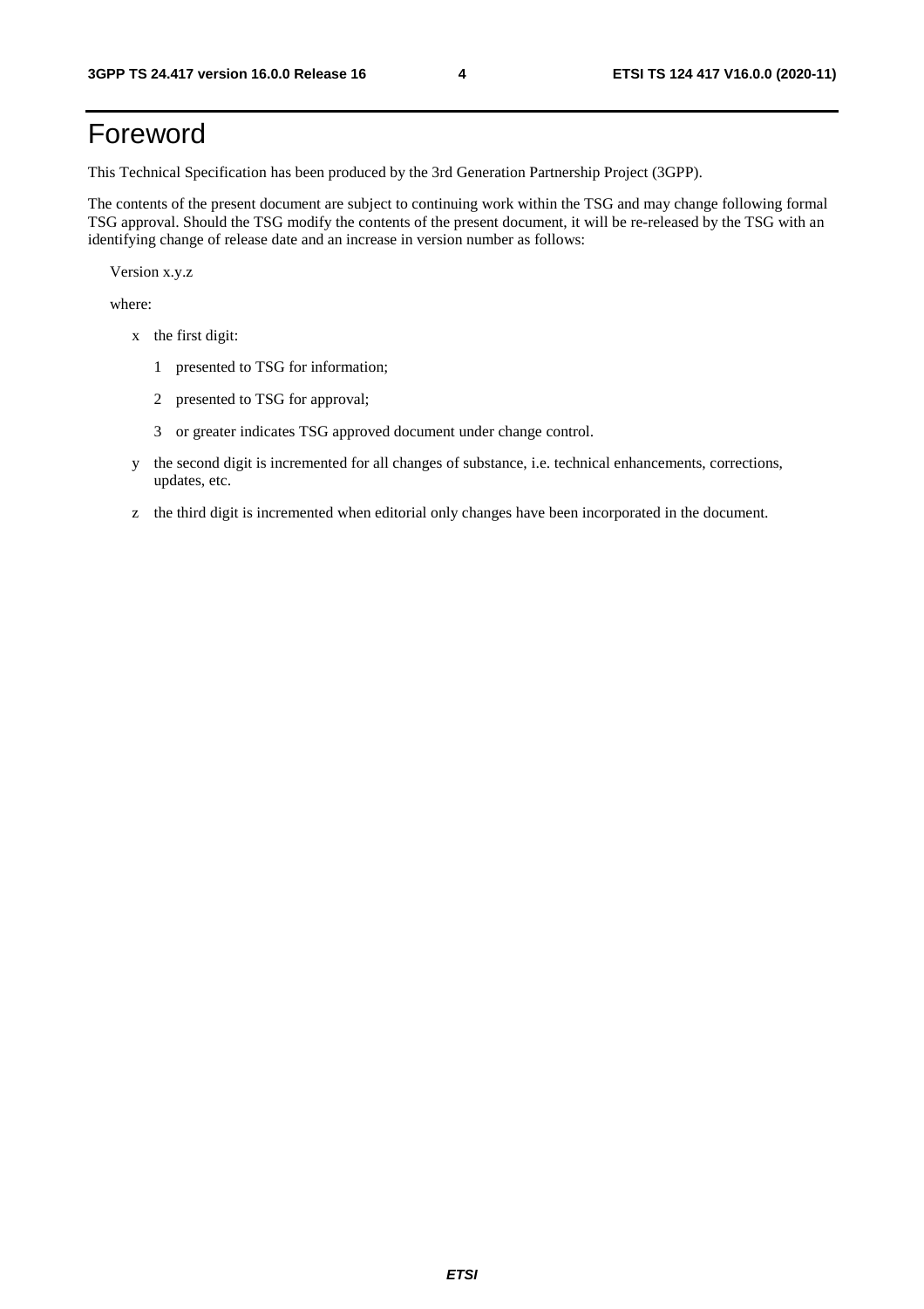# Foreword

This Technical Specification has been produced by the 3rd Generation Partnership Project (3GPP).

The contents of the present document are subject to continuing work within the TSG and may change following formal TSG approval. Should the TSG modify the contents of the present document, it will be re-released by the TSG with an identifying change of release date and an increase in version number as follows:

Version x.y.z

where:

- x the first digit:
  - 1 presented to TSG for information;
  - 2 presented to TSG for approval;
  - 3 or greater indicates TSG approved document under change control.
- y the second digit is incremented for all changes of substance, i.e. technical enhancements, corrections, updates, etc.
- z the third digit is incremented when editorial only changes have been incorporated in the document.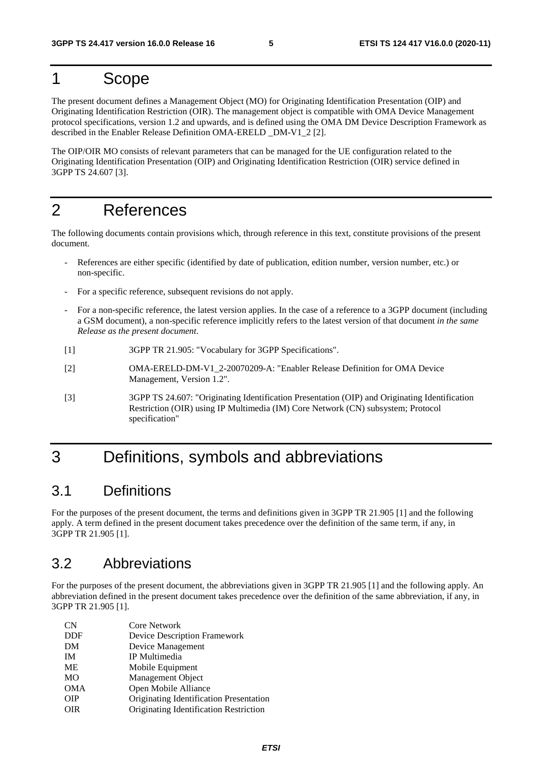# 1 Scope

The present document defines a Management Object (MO) for Originating Identification Presentation (OIP) and Originating Identification Restriction (OIR). The management object is compatible with OMA Device Management protocol specifications, version 1.2 and upwards, and is defined using the OMA DM Device Description Framework as described in the Enabler Release Definition OMA-ERELD _DM-V1_2 [2].

The OIP/OIR MO consists of relevant parameters that can be managed for the UE configuration related to the Originating Identification Presentation (OIP) and Originating Identification Restriction (OIR) service defined in 3GPP TS 24.607 [3].

# 2 References

The following documents contain provisions which, through reference in this text, constitute provisions of the present document.

- References are either specific (identified by date of publication, edition number, version number, etc.) or non-specific.
- For a specific reference, subsequent revisions do not apply.
- For a non-specific reference, the latest version applies. In the case of a reference to a 3GPP document (including a GSM document), a non-specific reference implicitly refers to the latest version of that document *in the same Release as the present document*.

[1] 3GPP TR 21.905: "Vocabulary for 3GPP Specifications".

[2] OMA-ERELD-DM-V1_2-20070209-A: "Enabler Release Definition for OMA Device Management, Version 1.2".

[3] 3GPP TS 24.607: "Originating Identification Presentation (OIP) and Originating Identification Restriction (OIR) using IP Multimedia (IM) Core Network (CN) subsystem; Protocol specification"

# 3 Definitions, symbols and abbreviations

## 3.1 Definitions

For the purposes of the present document, the terms and definitions given in 3GPP TR 21.905 [1] and the following apply. A term defined in the present document takes precedence over the definition of the same term, if any, in 3GPP TR 21.905 [1].

## 3.2 Abbreviations

For the purposes of the present document, the abbreviations given in 3GPP TR 21.905 [1] and the following apply. An abbreviation defined in the present document takes precedence over the definition of the same abbreviation, if any, in 3GPP TR 21.905 [1].

| | |
|---|---|
| CN | Core Network |
| DDF | Device Description Framework |
| DM | Device Management |
| IM | IP Multimedia |
| ME | Mobile Equipment |
| MO | Management Object |
| OMA | Open Mobile Alliance |
| OIP | Originating Identification Presentation |
| OIR | Originating Identification Restriction |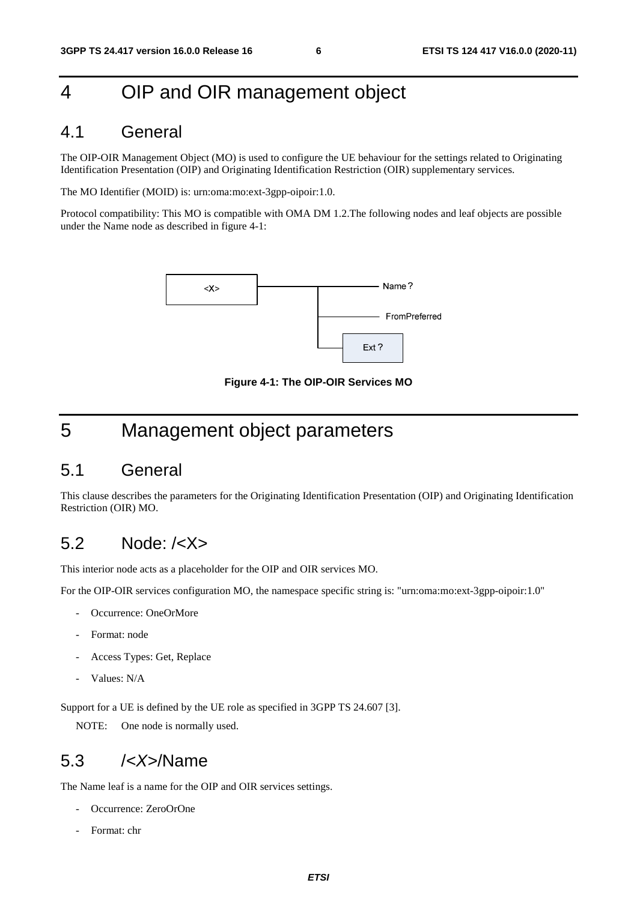# 4 OIP and OIR management object

## 4.1 General

The OIP-OIR Management Object (MO) is used to configure the UE behaviour for the settings related to Originating Identification Presentation (OIP) and Originating Identification Restriction (OIR) supplementary services.

The MO Identifier (MOID) is: urn:oma:mo:ext-3gpp-oipoir:1.0.

Protocol compatibility: This MO is compatible with OMA DM 1.2.The following nodes and leaf objects are possible under the Name node as described in figure 4-1:

```
<X> ──┬── Name ?
      ├── FromPreferred
      └── Ext ?
```

**Figure 4-1: The OIP-OIR Services MO**

# 5 Management object parameters

## 5.1 General

This clause describes the parameters for the Originating Identification Presentation (OIP) and Originating Identification Restriction (OIR) MO.

## 5.2 Node: /<X>

This interior node acts as a placeholder for the OIP and OIR services MO.

For the OIP-OIR services configuration MO, the namespace specific string is: "urn:oma:mo:ext-3gpp-oipoir:1.0"

- Occurrence: OneOrMore
- Format: node
- Access Types: Get, Replace
- Values: N/A

Support for a UE is defined by the UE role as specified in 3GPP TS 24.607 [3].

NOTE: One node is normally used.

## 5.3 /<X>/Name

The Name leaf is a name for the OIP and OIR services settings.

- Occurrence: ZeroOrOne
- Format: chr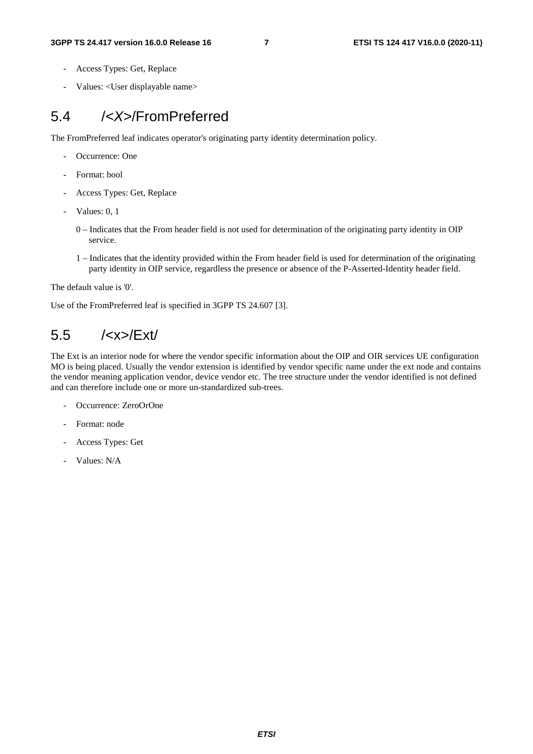- Access Types: Get, Replace
- Values: <User displayable name>

## 5.4 /<X>/FromPreferred

The FromPreferred leaf indicates operator's originating party identity determination policy.

- Occurrence: One
- Format: bool
- Access Types: Get, Replace
- Values: 0, 1

  0 – Indicates that the From header field is not used for determination of the originating party identity in OIP service.

  1 – Indicates that the identity provided within the From header field is used for determination of the originating party identity in OIP service, regardless the presence or absence of the P-Asserted-Identity header field.

The default value is '0'.

Use of the FromPreferred leaf is specified in 3GPP TS 24.607 [3].

## 5.5 /<x>/Ext/

The Ext is an interior node for where the vendor specific information about the OIP and OIR services UE configuration MO is being placed. Usually the vendor extension is identified by vendor specific name under the ext node and contains the vendor meaning application vendor, device vendor etc. The tree structure under the vendor identified is not defined and can therefore include one or more un-standardized sub-trees.

- Occurrence: ZeroOrOne
- Format: node
- Access Types: Get
- Values: N/A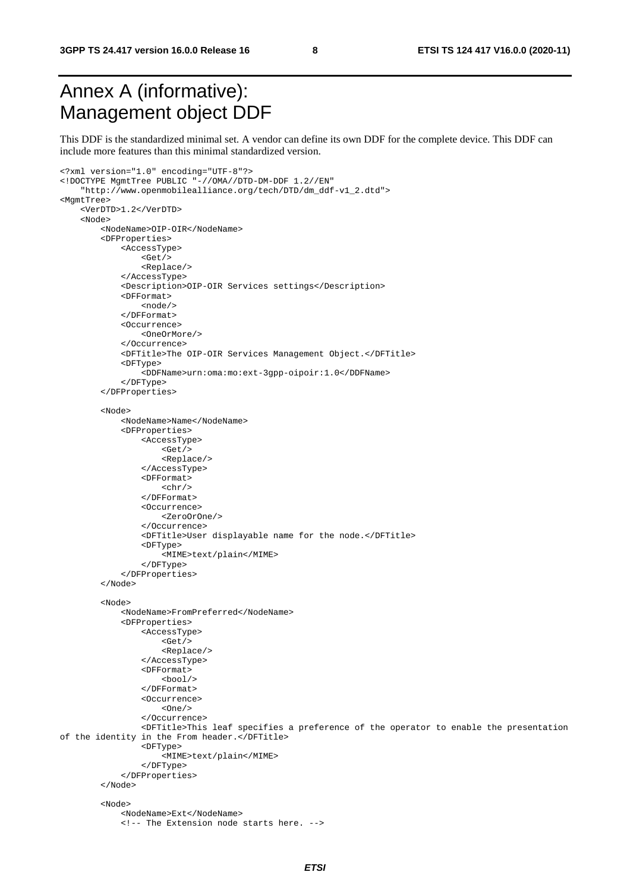# Annex A (informative): Management object DDF

This DDF is the standardized minimal set. A vendor can define its own DDF for the complete device. This DDF can include more features than this minimal standardized version.

```
<?xml version="1.0" encoding="UTF-8"?>
<!DOCTYPE MgmtTree PUBLIC "-//OMA//DTD-DM-DDF 1.2//EN"
    "http://www.openmobilealliance.org/tech/DTD/dm_ddf-v1_2.dtd">
<MgmtTree>
    <VerDTD>1.2</VerDTD>
    <Node>
        <NodeName>OIP-OIR</NodeName>
        <DFProperties>
            <AccessType>
                <Get/>
                <Replace/>
            </AccessType>
            <Description>OIP-OIR Services settings</Description>
            <DFFormat>
                <node/>
            </DFFormat>
            <Occurrence>
                <OneOrMore/>
            </Occurrence>
            <DFTitle>The OIP-OIR Services Management Object.</DFTitle>
            <DFType>
                <DDFName>urn:oma:mo:ext-3gpp-oipoir:1.0</DDFName>
            </DFType>
        </DFProperties>

        <Node>
            <NodeName>Name</NodeName>
            <DFProperties>
                <AccessType>
                    <Get/>
                    <Replace/>
                </AccessType>
                <DFFormat>
                    <chr/>
                </DFFormat>
                <Occurrence>
                    <ZeroOrOne/>
                </Occurrence>
                <DFTitle>User displayable name for the node.</DFTitle>
                <DFType>
                    <MIME>text/plain</MIME>
                </DFType>
            </DFProperties>
        </Node>

        <Node>
            <NodeName>FromPreferred</NodeName>
            <DFProperties>
                <AccessType>
                    <Get/>
                    <Replace/>
                </AccessType>
                <DFFormat>
                    <bool/>
                </DFFormat>
                <Occurrence>
                    <One/>
                </Occurrence>
                <DFTitle>This leaf specifies a preference of the operator to enable the presentation
of the identity in the From header.</DFTitle>
                <DFType>
                    <MIME>text/plain</MIME>
                </DFType>
            </DFProperties>
        </Node>

        <Node>
            <NodeName>Ext</NodeName>
            <!-- The Extension node starts here. -->
```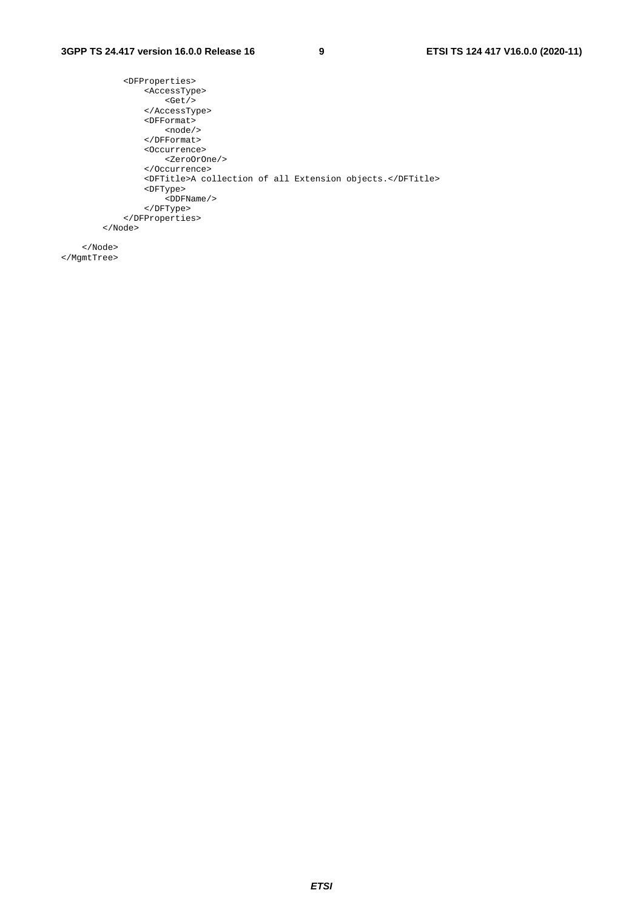```
            <DFProperties>
                <AccessType>
                    <Get/>
                </AccessType>
                <DFFormat>
                    <node/>
                </DFFormat>
                <Occurrence>
                    <ZeroOrOne/>
                </Occurrence>
                <DFTitle>A collection of all Extension objects.</DFTitle>
                <DFType>
                    <DDFName/>
                </DFType>
            </DFProperties>
        </Node>

    </Node>
</MgmtTree>
```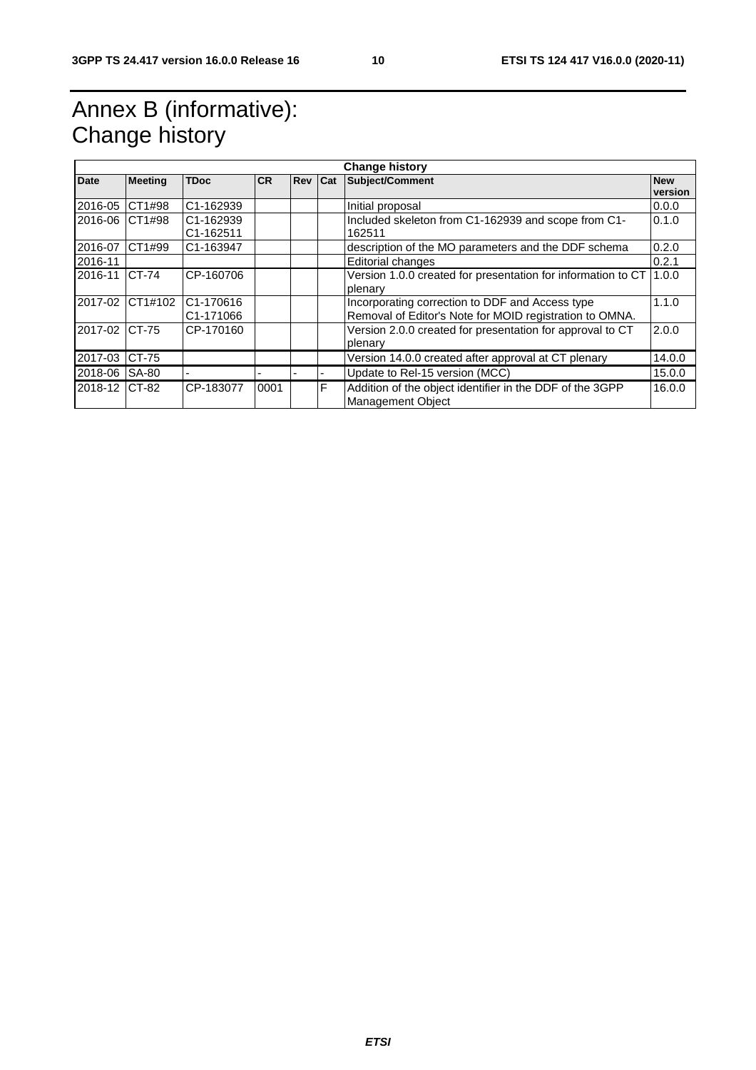# Annex B (informative): Change history

| Change history | | | | | | | |
|---|---|---|---|---|---|---|---|
| **Date** | **Meeting** | **TDoc** | **CR** | **Rev** | **Cat** | **Subject/Comment** | **New version** |
| 2016-05 | CT1#98 | C1-162939 | | | | Initial proposal | 0.0.0 |
| 2016-06 | CT1#98 | C1-162939 C1-162511 | | | | Included skeleton from C1-162939 and scope from C1-162511 | 0.1.0 |
| 2016-07 | CT1#99 | C1-163947 | | | | description of the MO parameters and the DDF schema | 0.2.0 |
| 2016-11 | | | | | | Editorial changes | 0.2.1 |
| 2016-11 | CT-74 | CP-160706 | | | | Version 1.0.0 created for presentation for information to CT plenary | 1.0.0 |
| 2017-02 | CT1#102 | C1-170616 C1-171066 | | | | Incorporating correction to DDF and Access type Removal of Editor's Note for MOID registration to OMNA. | 1.1.0 |
| 2017-02 | CT-75 | CP-170160 | | | | Version 2.0.0 created for presentation for approval to CT plenary | 2.0.0 |
| 2017-03 | CT-75 | | | | | Version 14.0.0 created after approval at CT plenary | 14.0.0 |
| 2018-06 | SA-80 | - | - | - | - | Update to Rel-15 version (MCC) | 15.0.0 |
| 2018-12 | CT-82 | CP-183077 | 0001 | | F | Addition of the object identifier in the DDF of the 3GPP Management Object | 16.0.0 |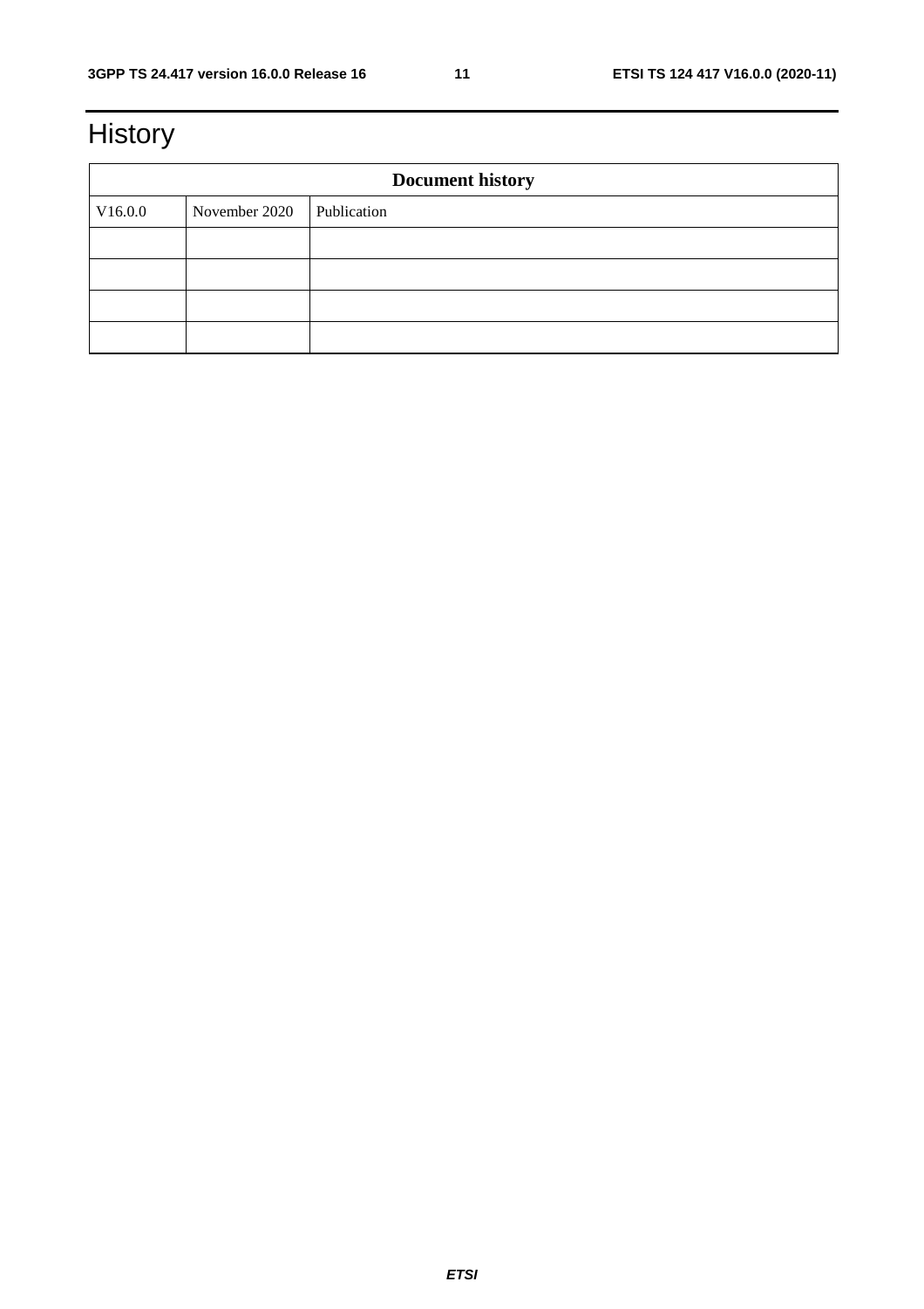# History

| Document history | | |
|---|---|---|
| V16.0.0 | November 2020 | Publication |
| | | |
| | | |
| | | |
| | | |